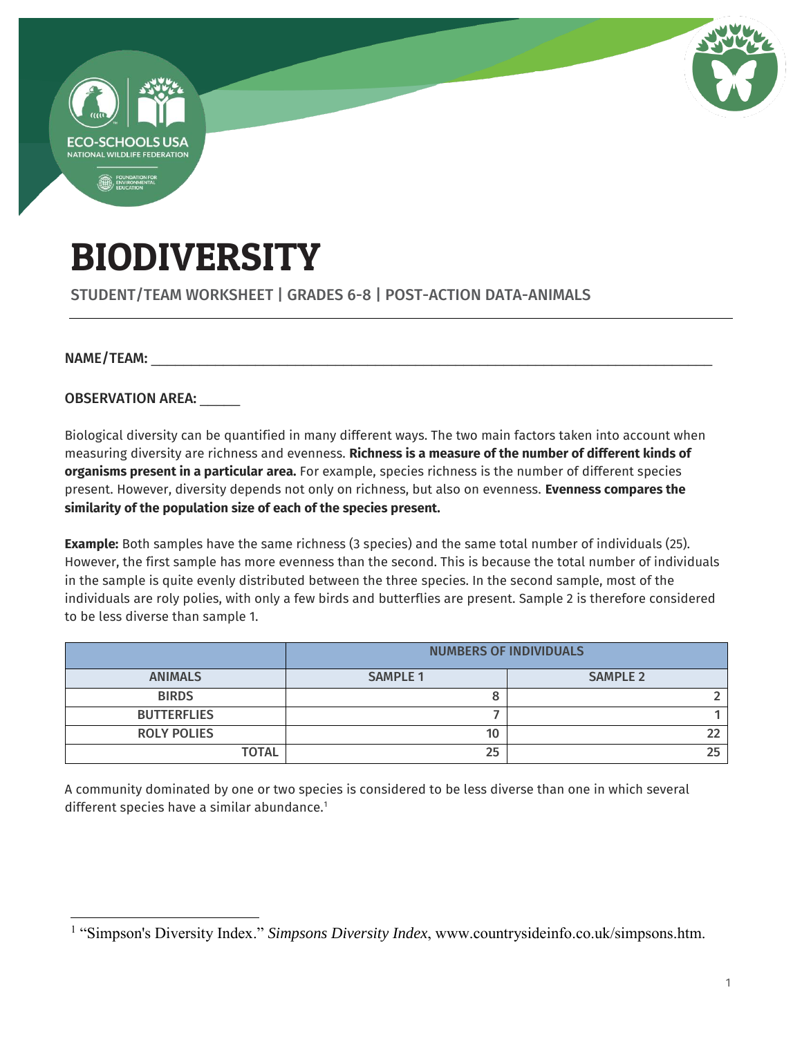# BIODIVERSITY

STUDENT/TEAM WORKSHEET | GRADES 6-8 | POST-ACTION DATA-ANIMALS

NAME/TEAM: ___________________________________________________________________________

OBSERVATION AREA: _____

Biological diversity can be quantified in many different ways. The two main factors taken into account when measuring diversity are richness and evenness. **Richness is a measure of the number of different kinds of organisms present in a particular area.** For example, species richness is the number of different species present. However, diversity depends not only on richness, but also on evenness. **Evenness compares the similarity of the population size of each of the species present.**

**Example:** Both samples have the same richness (3 species) and the same total number of individuals (25). However, the first sample has more evenness than the second. This is because the total number of individuals in the sample is quite evenly distributed between the three species. In the second sample, most of the individuals are roly polies, with only a few birds and butterflies are present. Sample 2 is therefore considered to be less diverse than sample 1.

| | NUMBERS OF INDIVIDUALS | |
|---|---|---|
| **ANIMALS** | **SAMPLE 1** | **SAMPLE 2** |
| **BIRDS** | 8 | 2 |
| **BUTTERFLIES** | 7 | 1 |
| **ROLY POLIES** | 10 | 22 |
| **TOTAL** | 25 | 25 |

A community dominated by one or two species is considered to be less diverse than one in which several different species have a similar abundance.[1]

[1] "Simpson's Diversity Index." *Simpsons Diversity Index*, www.countrysideinfo.co.uk/simpsons.htm.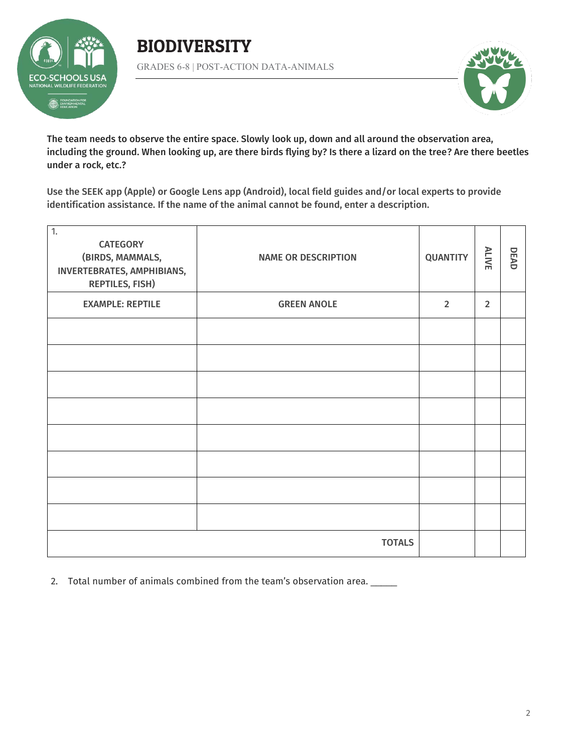# BIODIVERSITY

GRADES 6-8 | POST-ACTION DATA-ANIMALS

**The team needs to observe the entire space. Slowly look up, down and all around the observation area, including the ground. When looking up, are there birds flying by? Is there a lizard on the tree? Are there beetles under a rock, etc.?**

**Use the SEEK app (Apple) or Google Lens app (Android), local field guides and/or local experts to provide identification assistance. If the name of the animal cannot be found, enter a description.**

| 1. CATEGORY (BIRDS, MAMMALS, INVERTEBRATES, AMPHIBIANS, REPTILES, FISH) | NAME OR DESCRIPTION | QUANTITY | ALIVE | DEAD |
|---|---|---|---|---|
| EXAMPLE: REPTILE | GREEN ANOLE | 2 | 2 | |
| | | | | |
| | | | | |
| | | | | |
| | | | | |
| | | | | |
| | | | | |
| | | | | |
| | | | | |
| | TOTALS | | | |

2. Total number of animals combined from the team's observation area. _____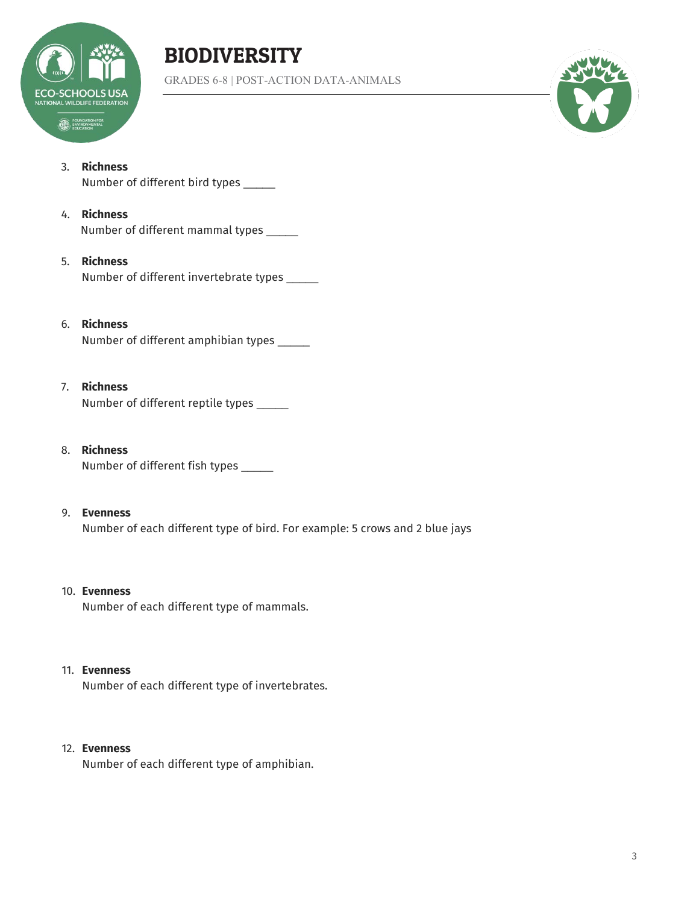# BIODIVERSITY

GRADES 6-8 | POST-ACTION DATA-ANIMALS

3. **Richness**
   Number of different bird types _____

4. **Richness**
   Number of different mammal types _____

5. **Richness**
   Number of different invertebrate types _____

6. **Richness**
   Number of different amphibian types _____

7. **Richness**
   Number of different reptile types _____

8. **Richness**
   Number of different fish types _____

9. **Evenness**
   Number of each different type of bird. For example: 5 crows and 2 blue jays

10. **Evenness**
    Number of each different type of mammals.

11. **Evenness**
    Number of each different type of invertebrates.

12. **Evenness**
    Number of each different type of amphibian.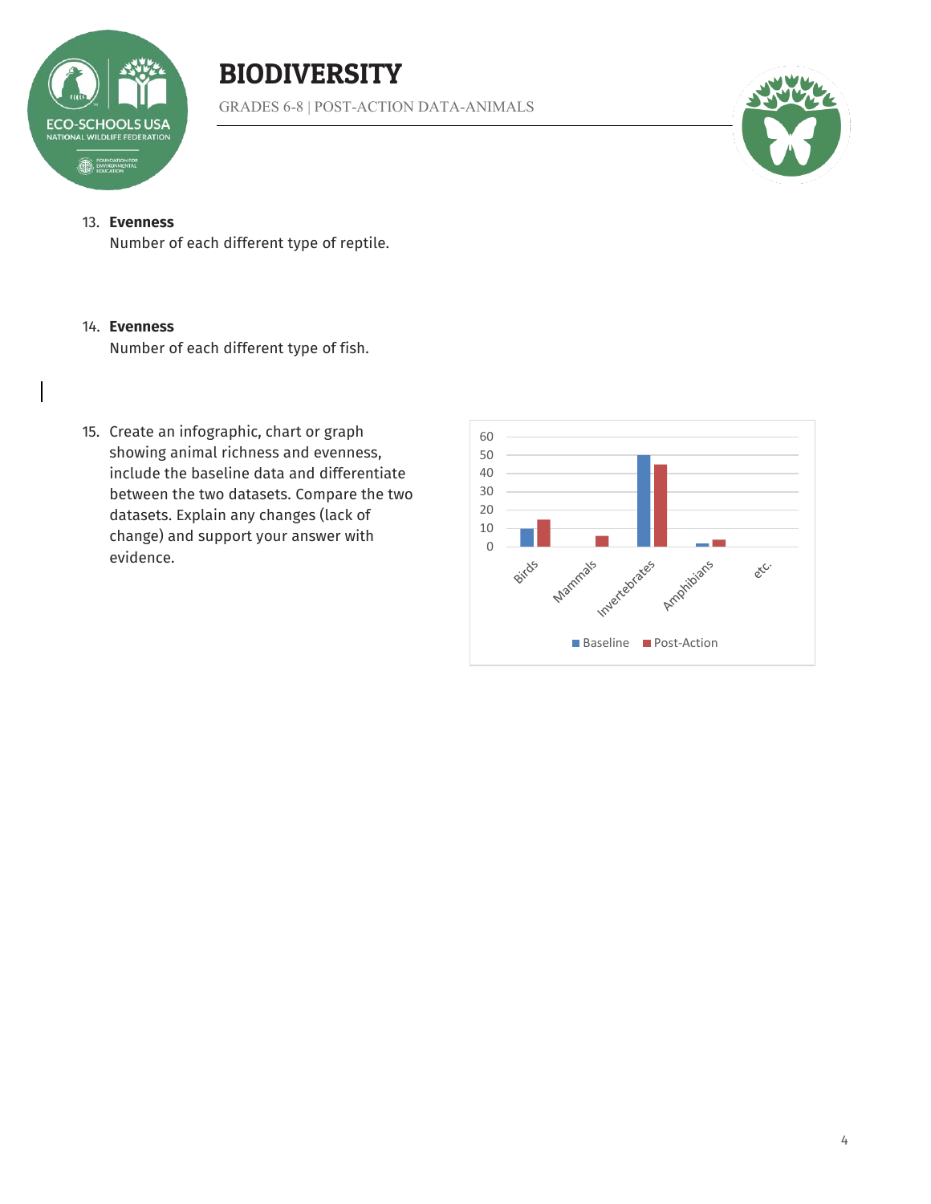13. **Evenness**
    Number of each different type of reptile.

14. **Evenness**
    Number of each different type of fish.

15. Create an infographic, chart or graph showing animal richness and evenness, include the baseline data and differentiate between the two datasets. Compare the two datasets. Explain any changes (lack of change) and support your answer with evidence.

60
50
40
30
20
10
0

Birds
Mammals
Invertebrates
Amphibians
etc.

Baseline
Post-Action